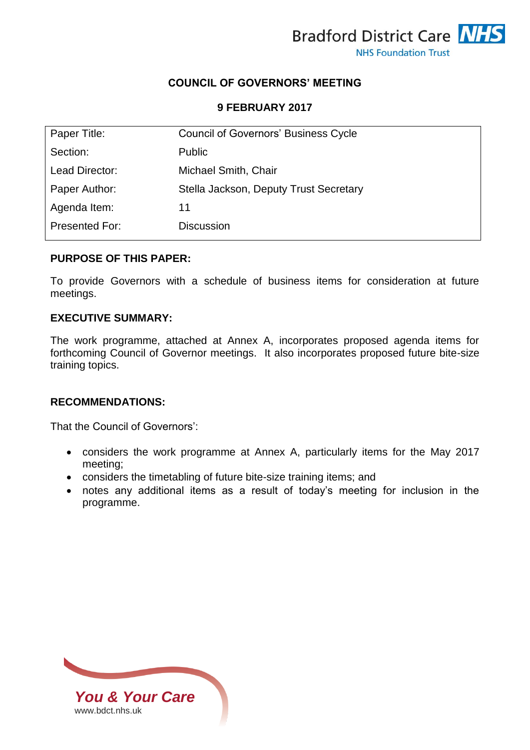Bradford District Care NHS Foundation Trust

## COUNCIL OF GOVERNORS' MEETING

## 9 FEBRUARY 2017

| Paper Title: | Council of Governors' Business Cycle |
|---|---|
| Section: | Public |
| Lead Director: | Michael Smith, Chair |
| Paper Author: | Stella Jackson, Deputy Trust Secretary |
| Agenda Item: | 11 |
| Presented For: | Discussion |

### PURPOSE OF THIS PAPER:

To provide Governors with a schedule of business items for consideration at future meetings.

### EXECUTIVE SUMMARY:

The work programme, attached at Annex A, incorporates proposed agenda items for forthcoming Council of Governor meetings. It also incorporates proposed future bite-size training topics.

### RECOMMENDATIONS:

That the Council of Governors':

- considers the work programme at Annex A, particularly items for the May 2017 meeting;
- considers the timetabling of future bite-size training items; and
- notes any additional items as a result of today's meeting for inclusion in the programme.

*You & Your Care*
www.bdct.nhs.uk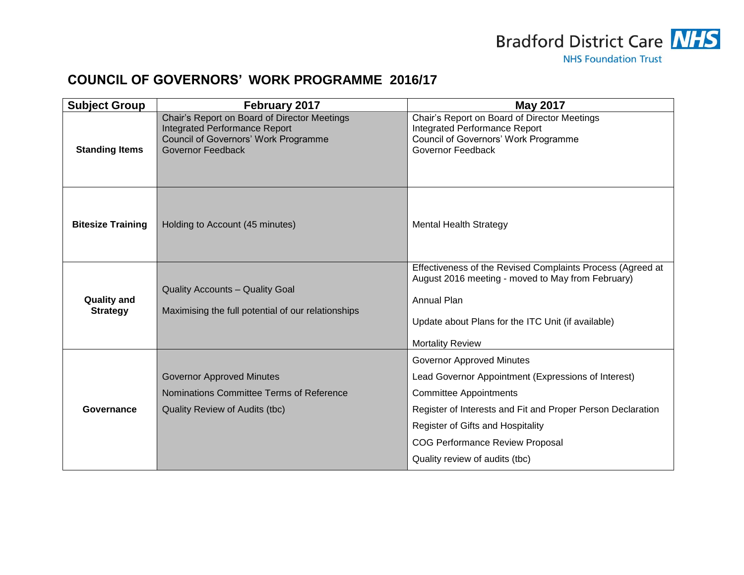Bradford District Care NHS

NHS Foundation Trust

# COUNCIL OF GOVERNORS' WORK PROGRAMME 2016/17

| Subject Group | February 2017 | May 2017 |
|---|---|---|
| **Standing Items** | Chair's Report on Board of Director Meetings<br>Integrated Performance Report<br>Council of Governors' Work Programme<br>Governor Feedback | Chair's Report on Board of Director Meetings<br>Integrated Performance Report<br>Council of Governors' Work Programme<br>Governor Feedback |
| **Bitesize Training** | Holding to Account (45 minutes) | Mental Health Strategy |
| **Quality and Strategy** | Quality Accounts – Quality Goal<br><br>Maximising the full potential of our relationships | Effectiveness of the Revised Complaints Process (Agreed at August 2016 meeting - moved to May from February)<br><br>Annual Plan<br><br>Update about Plans for the ITC Unit (if available)<br><br>Mortality Review |
| **Governance** | Governor Approved Minutes<br>Nominations Committee Terms of Reference<br>Quality Review of Audits (tbc) | Governor Approved Minutes<br>Lead Governor Appointment (Expressions of Interest)<br>Committee Appointments<br>Register of Interests and Fit and Proper Person Declaration<br>Register of Gifts and Hospitality<br>COG Performance Review Proposal<br>Quality review of audits (tbc) |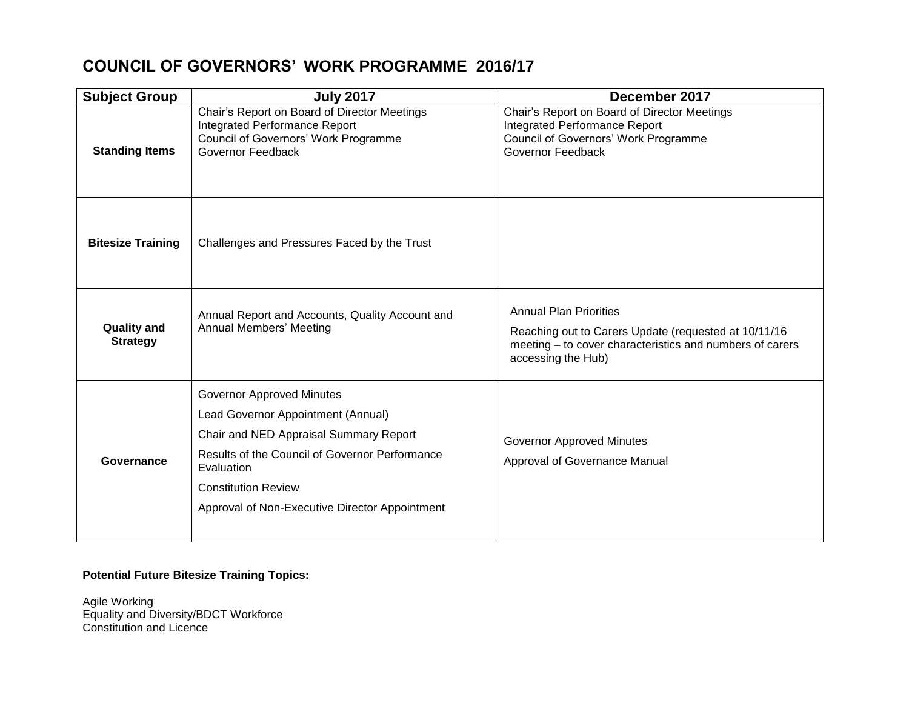# COUNCIL OF GOVERNORS' WORK PROGRAMME 2016/17

| Subject Group | July 2017 | December 2017 |
|---|---|---|
| **Standing Items** | Chair's Report on Board of Director Meetings<br>Integrated Performance Report<br>Council of Governors' Work Programme<br>Governor Feedback | Chair's Report on Board of Director Meetings<br>Integrated Performance Report<br>Council of Governors' Work Programme<br>Governor Feedback |
| **Bitesize Training** | Challenges and Pressures Faced by the Trust | |
| **Quality and Strategy** | Annual Report and Accounts, Quality Account and Annual Members' Meeting | Annual Plan Priorities<br>Reaching out to Carers Update (requested at 10/11/16 meeting – to cover characteristics and numbers of carers accessing the Hub) |
| **Governance** | Governor Approved Minutes<br>Lead Governor Appointment (Annual)<br>Chair and NED Appraisal Summary Report<br>Results of the Council of Governor Performance Evaluation<br>Constitution Review<br>Approval of Non-Executive Director Appointment | Governor Approved Minutes<br>Approval of Governance Manual |

**Potential Future Bitesize Training Topics:**

Agile Working
Equality and Diversity/BDCT Workforce
Constitution and Licence